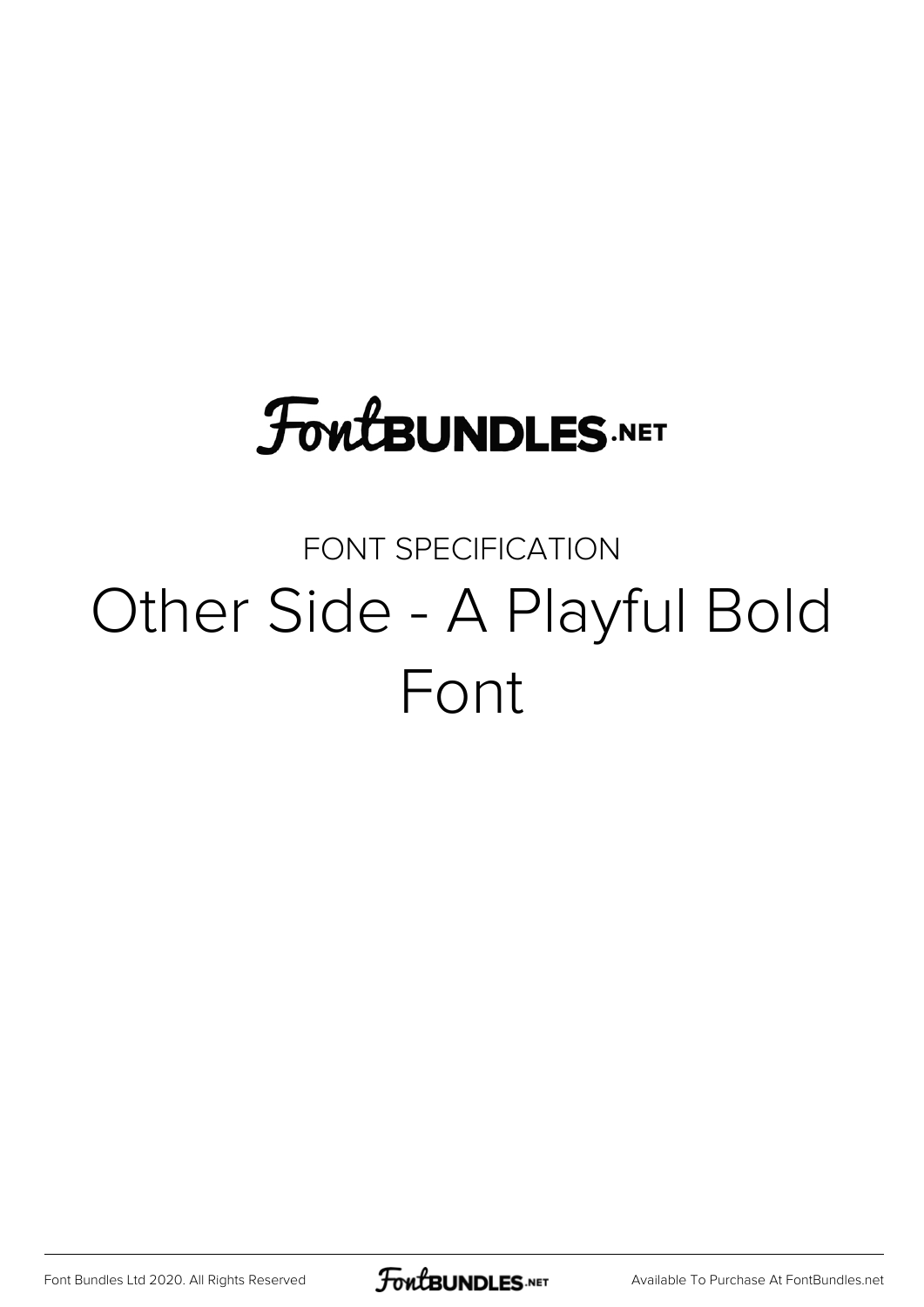FontBUNDLES.NET

FONT SPECIFICATION

# Other Side - A Playful Bold Font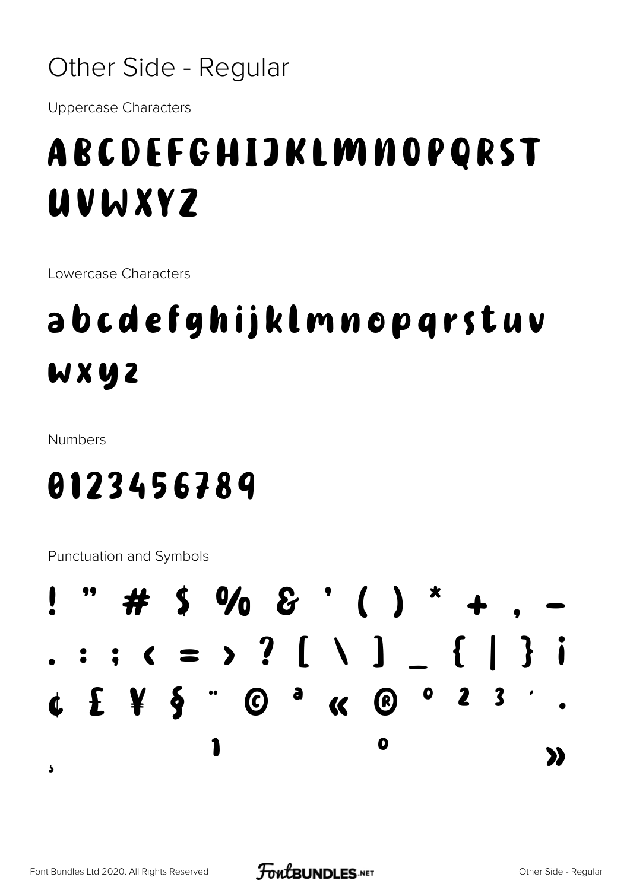# Other Side - Regular

Uppercase Characters

## ABCDEFGHIJKLMNOPQRST UVWXYZ

Lowercase Characters

## abcdefghijklmnopqrstuv wxyz

Numbers

## 0123456789

Punctuation and Symbols

## ! " # $ % & ' ( ) * + , - . : ; < = > ? [ \ ] _ { | } ¡ ¢ £ ¥ § ¨ © ª « ® ° ² ³ ´ · ¸ ¹ º »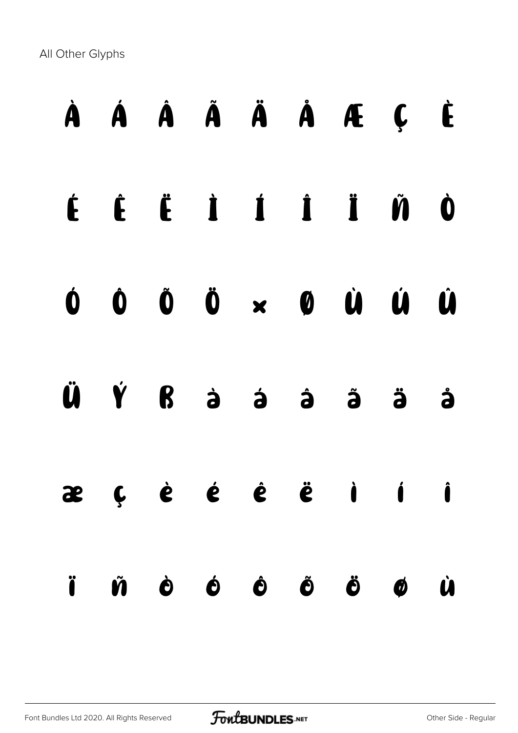All Other Glyphs

À Á Â Ã Ä Å Æ Ç È

É Ê Ë Ì Í Î Ï Ñ Ò

Ó Ô Õ Ö × Ø Ù Ú Û

Ü Ý ß à á â ã ä å

æ ç è é ê ë ì í î

ï ñ ò ó ô õ ö ø ù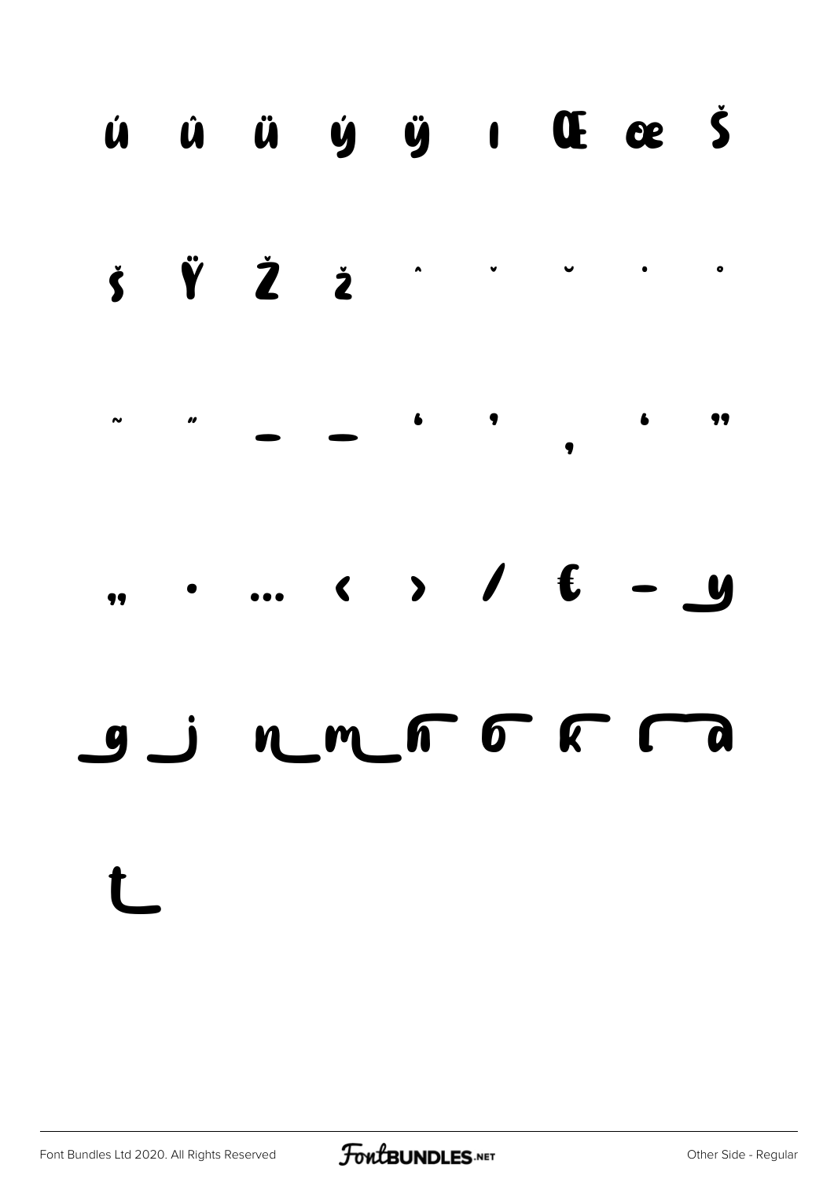ú û ü ý ÿ ı Œ œ Š

š Ÿ Ž ž ˆ ˇ ˘ ˙ ˚

˜ ˝ – — ' ' ‚ ' "

„ • … ‹ › ⁄ € - _y

_g _j n_m_n̄ ō k̄ [̄a

t_